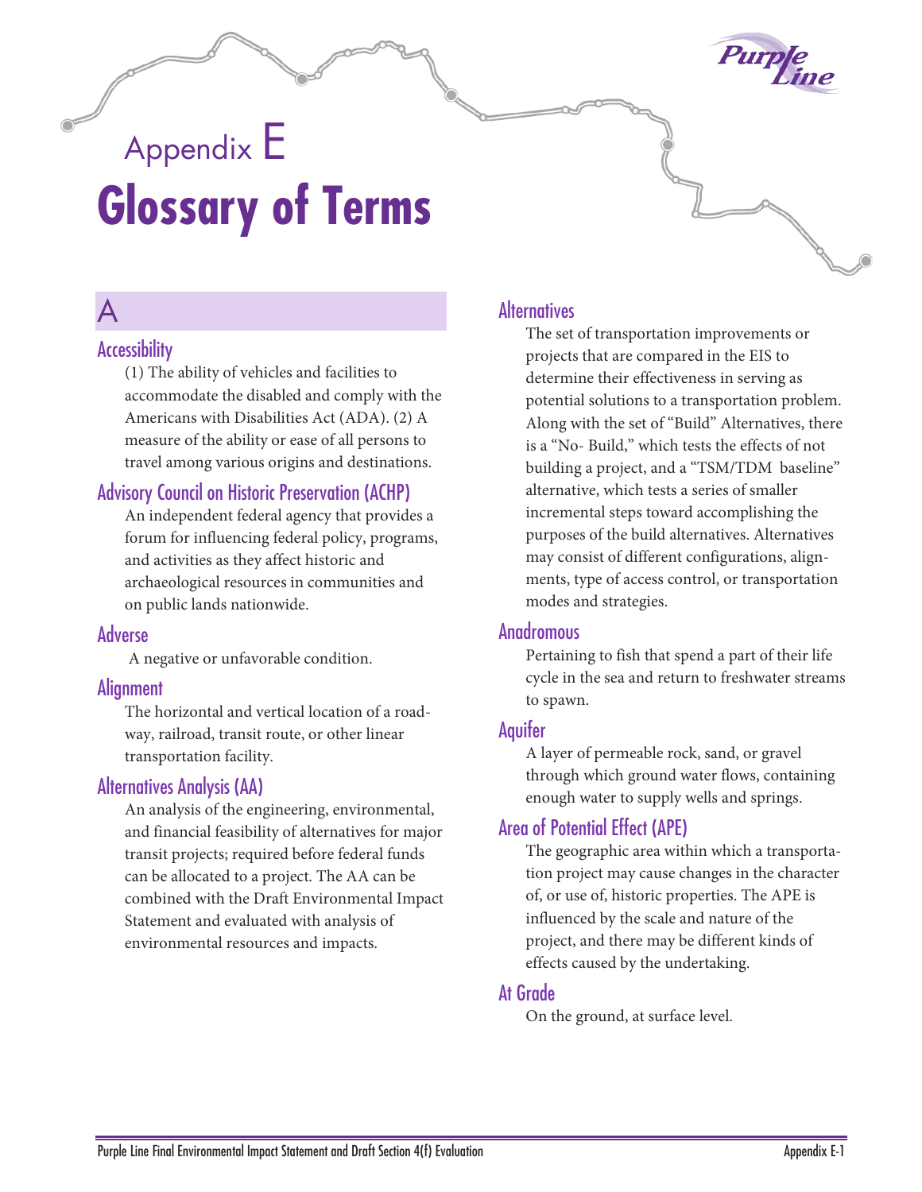# Appendix E
# Glossary of Terms

## A

### Accessibility

(1) The ability of vehicles and facilities to accommodate the disabled and comply with the Americans with Disabilities Act (ADA). (2) A measure of the ability or ease of all persons to travel among various origins and destinations.

### Advisory Council on Historic Preservation (ACHP)

An independent federal agency that provides a forum for influencing federal policy, programs, and activities as they affect historic and archaeological resources in communities and on public lands nationwide.

### Adverse

A negative or unfavorable condition.

### Alignment

The horizontal and vertical location of a roadway, railroad, transit route, or other linear transportation facility.

### Alternatives Analysis (AA)

An analysis of the engineering, environmental, and financial feasibility of alternatives for major transit projects; required before federal funds can be allocated to a project. The AA can be combined with the Draft Environmental Impact Statement and evaluated with analysis of environmental resources and impacts.

### Alternatives

The set of transportation improvements or projects that are compared in the EIS to determine their effectiveness in serving as potential solutions to a transportation problem. Along with the set of "Build" Alternatives, there is a "No- Build," which tests the effects of not building a project, and a "TSM/TDM baseline" alternative, which tests a series of smaller incremental steps toward accomplishing the purposes of the build alternatives. Alternatives may consist of different configurations, alignments, type of access control, or transportation modes and strategies.

### Anadromous

Pertaining to fish that spend a part of their life cycle in the sea and return to freshwater streams to spawn.

### Aquifer

A layer of permeable rock, sand, or gravel through which ground water flows, containing enough water to supply wells and springs.

### Area of Potential Effect (APE)

The geographic area within which a transportation project may cause changes in the character of, or use of, historic properties. The APE is influenced by the scale and nature of the project, and there may be different kinds of effects caused by the undertaking.

### At Grade

On the ground, at surface level.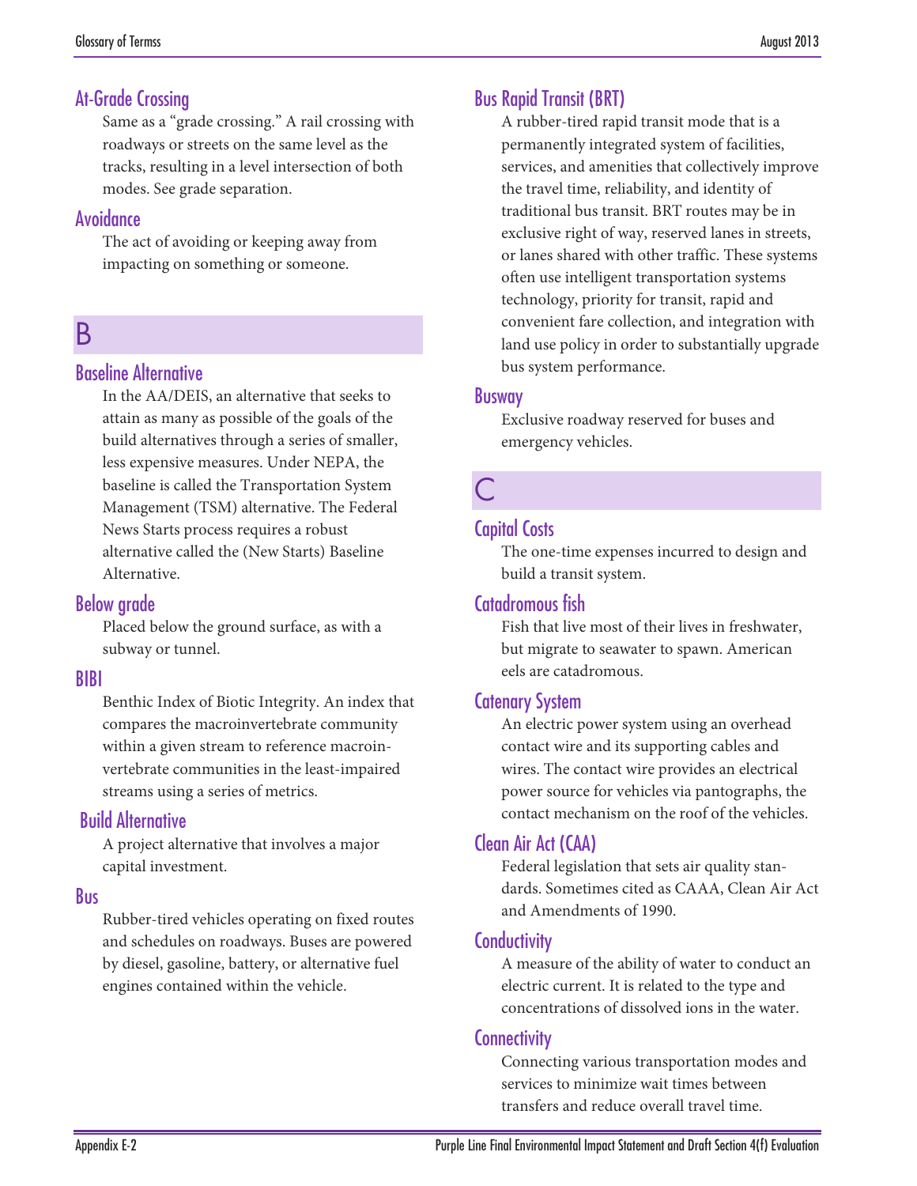### At-Grade Crossing

Same as a "grade crossing." A rail crossing with roadways or streets on the same level as the tracks, resulting in a level intersection of both modes. See grade separation.

### Avoidance

The act of avoiding or keeping away from impacting on something or someone.

## B

### Baseline Alternative

In the AA/DEIS, an alternative that seeks to attain as many as possible of the goals of the build alternatives through a series of smaller, less expensive measures. Under NEPA, the baseline is called the Transportation System Management (TSM) alternative. The Federal News Starts process requires a robust alternative called the (New Starts) Baseline Alternative.

### Below grade

Placed below the ground surface, as with a subway or tunnel.

### BIBI

Benthic Index of Biotic Integrity. An index that compares the macroinvertebrate community within a given stream to reference macroinvertebrate communities in the least-impaired streams using a series of metrics.

### Build Alternative

A project alternative that involves a major capital investment.

### Bus

Rubber-tired vehicles operating on fixed routes and schedules on roadways. Buses are powered by diesel, gasoline, battery, or alternative fuel engines contained within the vehicle.

### Bus Rapid Transit (BRT)

A rubber-tired rapid transit mode that is a permanently integrated system of facilities, services, and amenities that collectively improve the travel time, reliability, and identity of traditional bus transit. BRT routes may be in exclusive right of way, reserved lanes in streets, or lanes shared with other traffic. These systems often use intelligent transportation systems technology, priority for transit, rapid and convenient fare collection, and integration with land use policy in order to substantially upgrade bus system performance.

### Busway

Exclusive roadway reserved for buses and emergency vehicles.

## C

### Capital Costs

The one-time expenses incurred to design and build a transit system.

### Catadromous fish

Fish that live most of their lives in freshwater, but migrate to seawater to spawn. American eels are catadromous.

### Catenary System

An electric power system using an overhead contact wire and its supporting cables and wires. The contact wire provides an electrical power source for vehicles via pantographs, the contact mechanism on the roof of the vehicles.

### Clean Air Act (CAA)

Federal legislation that sets air quality standards. Sometimes cited as CAAA, Clean Air Act and Amendments of 1990.

### Conductivity

A measure of the ability of water to conduct an electric current. It is related to the type and concentrations of dissolved ions in the water.

### Connectivity

Connecting various transportation modes and services to minimize wait times between transfers and reduce overall travel time.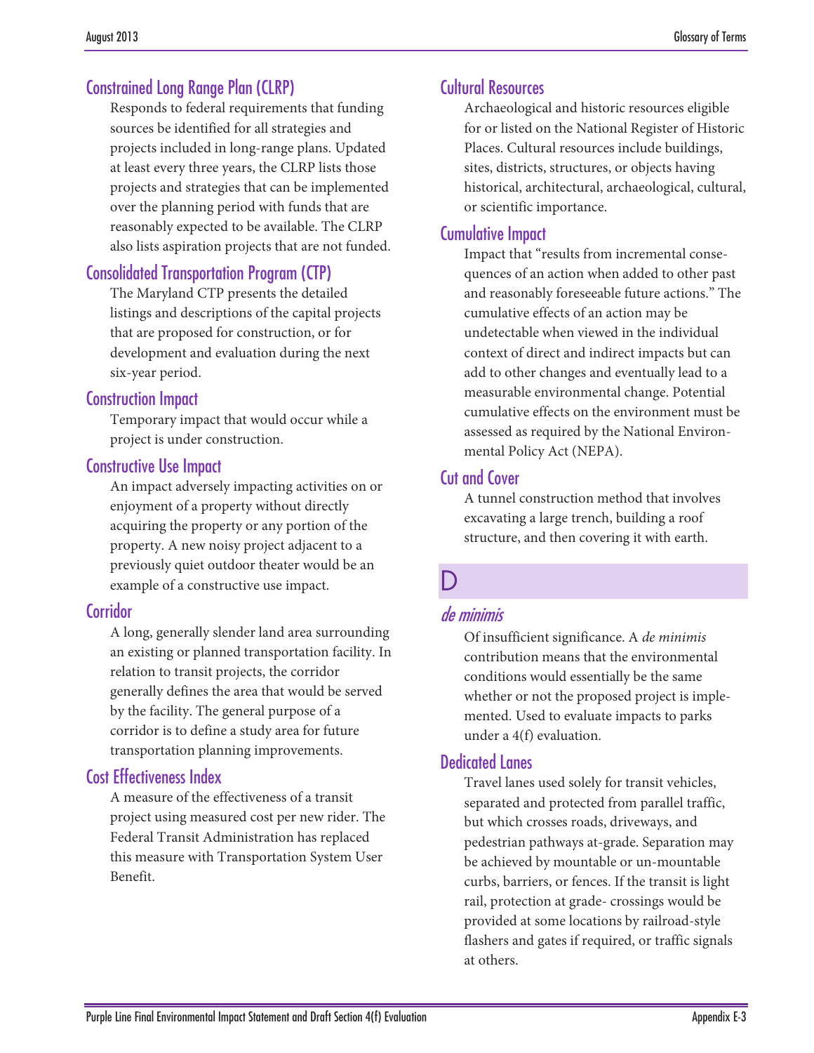## Constrained Long Range Plan (CLRP)

Responds to federal requirements that funding sources be identified for all strategies and projects included in long-range plans. Updated at least every three years, the CLRP lists those projects and strategies that can be implemented over the planning period with funds that are reasonably expected to be available. The CLRP also lists aspiration projects that are not funded.

## Consolidated Transportation Program (CTP)

The Maryland CTP presents the detailed listings and descriptions of the capital projects that are proposed for construction, or for development and evaluation during the next six-year period.

## Construction Impact

Temporary impact that would occur while a project is under construction.

## Constructive Use Impact

An impact adversely impacting activities on or enjoyment of a property without directly acquiring the property or any portion of the property. A new noisy project adjacent to a previously quiet outdoor theater would be an example of a constructive use impact.

## Corridor

A long, generally slender land area surrounding an existing or planned transportation facility. In relation to transit projects, the corridor generally defines the area that would be served by the facility. The general purpose of a corridor is to define a study area for future transportation planning improvements.

## Cost Effectiveness Index

A measure of the effectiveness of a transit project using measured cost per new rider. The Federal Transit Administration has replaced this measure with Transportation System User Benefit.

## Cultural Resources

Archaeological and historic resources eligible for or listed on the National Register of Historic Places. Cultural resources include buildings, sites, districts, structures, or objects having historical, architectural, archaeological, cultural, or scientific importance.

## Cumulative Impact

Impact that "results from incremental consequences of an action when added to other past and reasonably foreseeable future actions." The cumulative effects of an action may be undetectable when viewed in the individual context of direct and indirect impacts but can add to other changes and eventually lead to a measurable environmental change. Potential cumulative effects on the environment must be assessed as required by the National Environmental Policy Act (NEPA).

## Cut and Cover

A tunnel construction method that involves excavating a large trench, building a roof structure, and then covering it with earth.

# D

## *de minimis*

Of insufficient significance. A *de minimis* contribution means that the environmental conditions would essentially be the same whether or not the proposed project is implemented. Used to evaluate impacts to parks under a 4(f) evaluation.

## Dedicated Lanes

Travel lanes used solely for transit vehicles, separated and protected from parallel traffic, but which crosses roads, driveways, and pedestrian pathways at-grade. Separation may be achieved by mountable or un-mountable curbs, barriers, or fences. If the transit is light rail, protection at grade- crossings would be provided at some locations by railroad-style flashers and gates if required, or traffic signals at others.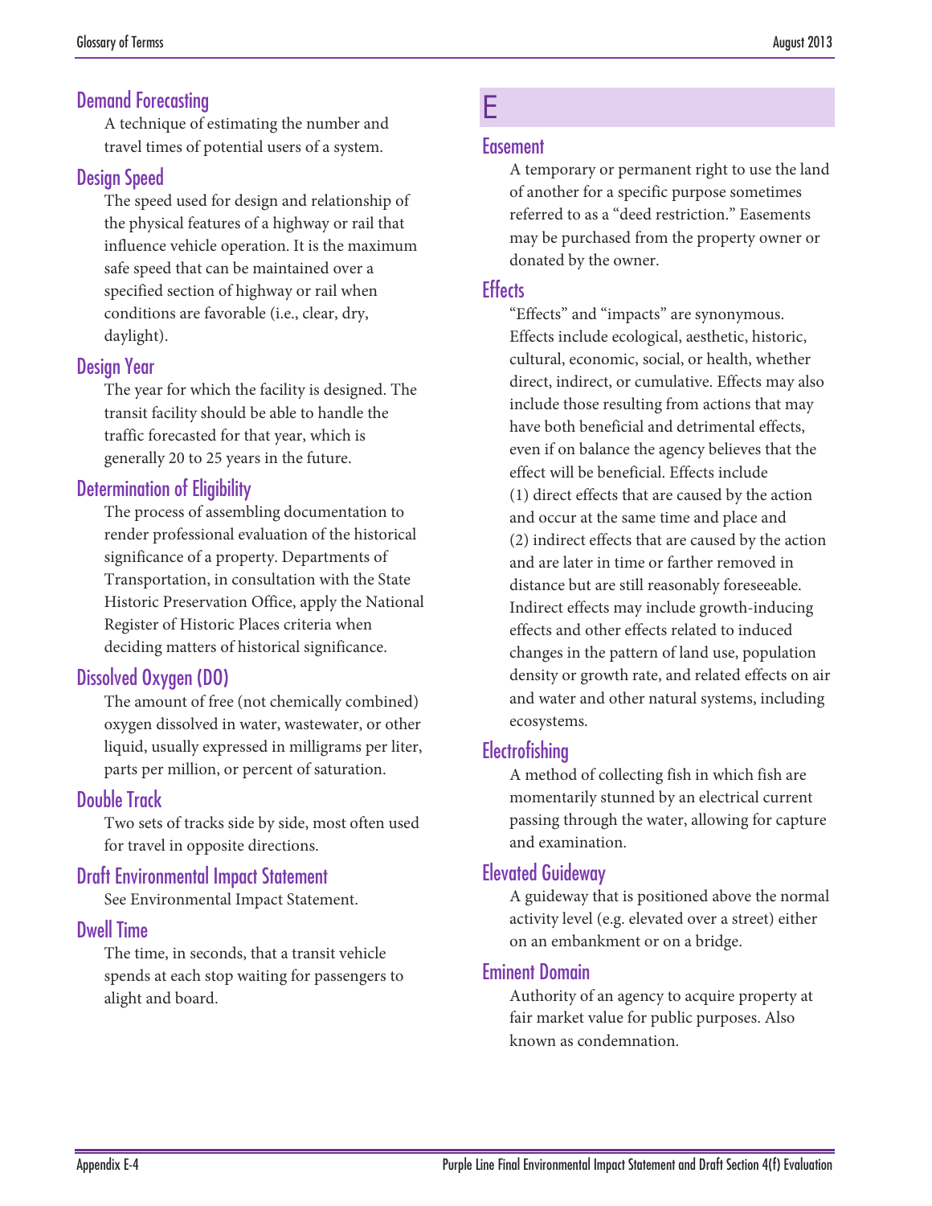### Demand Forecasting

A technique of estimating the number and travel times of potential users of a system.

### Design Speed

The speed used for design and relationship of the physical features of a highway or rail that influence vehicle operation. It is the maximum safe speed that can be maintained over a specified section of highway or rail when conditions are favorable (i.e., clear, dry, daylight).

### Design Year

The year for which the facility is designed. The transit facility should be able to handle the traffic forecasted for that year, which is generally 20 to 25 years in the future.

### Determination of Eligibility

The process of assembling documentation to render professional evaluation of the historical significance of a property. Departments of Transportation, in consultation with the State Historic Preservation Office, apply the National Register of Historic Places criteria when deciding matters of historical significance.

### Dissolved Oxygen (DO)

The amount of free (not chemically combined) oxygen dissolved in water, wastewater, or other liquid, usually expressed in milligrams per liter, parts per million, or percent of saturation.

### Double Track

Two sets of tracks side by side, most often used for travel in opposite directions.

### Draft Environmental Impact Statement

See Environmental Impact Statement.

### Dwell Time

The time, in seconds, that a transit vehicle spends at each stop waiting for passengers to alight and board.

## E

### Easement

A temporary or permanent right to use the land of another for a specific purpose sometimes referred to as a "deed restriction." Easements may be purchased from the property owner or donated by the owner.

### Effects

"Effects" and "impacts" are synonymous. Effects include ecological, aesthetic, historic, cultural, economic, social, or health, whether direct, indirect, or cumulative. Effects may also include those resulting from actions that may have both beneficial and detrimental effects, even if on balance the agency believes that the effect will be beneficial. Effects include (1) direct effects that are caused by the action and occur at the same time and place and (2) indirect effects that are caused by the action and are later in time or farther removed in distance but are still reasonably foreseeable. Indirect effects may include growth-inducing effects and other effects related to induced changes in the pattern of land use, population density or growth rate, and related effects on air and water and other natural systems, including ecosystems.

### Electrofishing

A method of collecting fish in which fish are momentarily stunned by an electrical current passing through the water, allowing for capture and examination.

### Elevated Guideway

A guideway that is positioned above the normal activity level (e.g. elevated over a street) either on an embankment or on a bridge.

### Eminent Domain

Authority of an agency to acquire property at fair market value for public purposes. Also known as condemnation.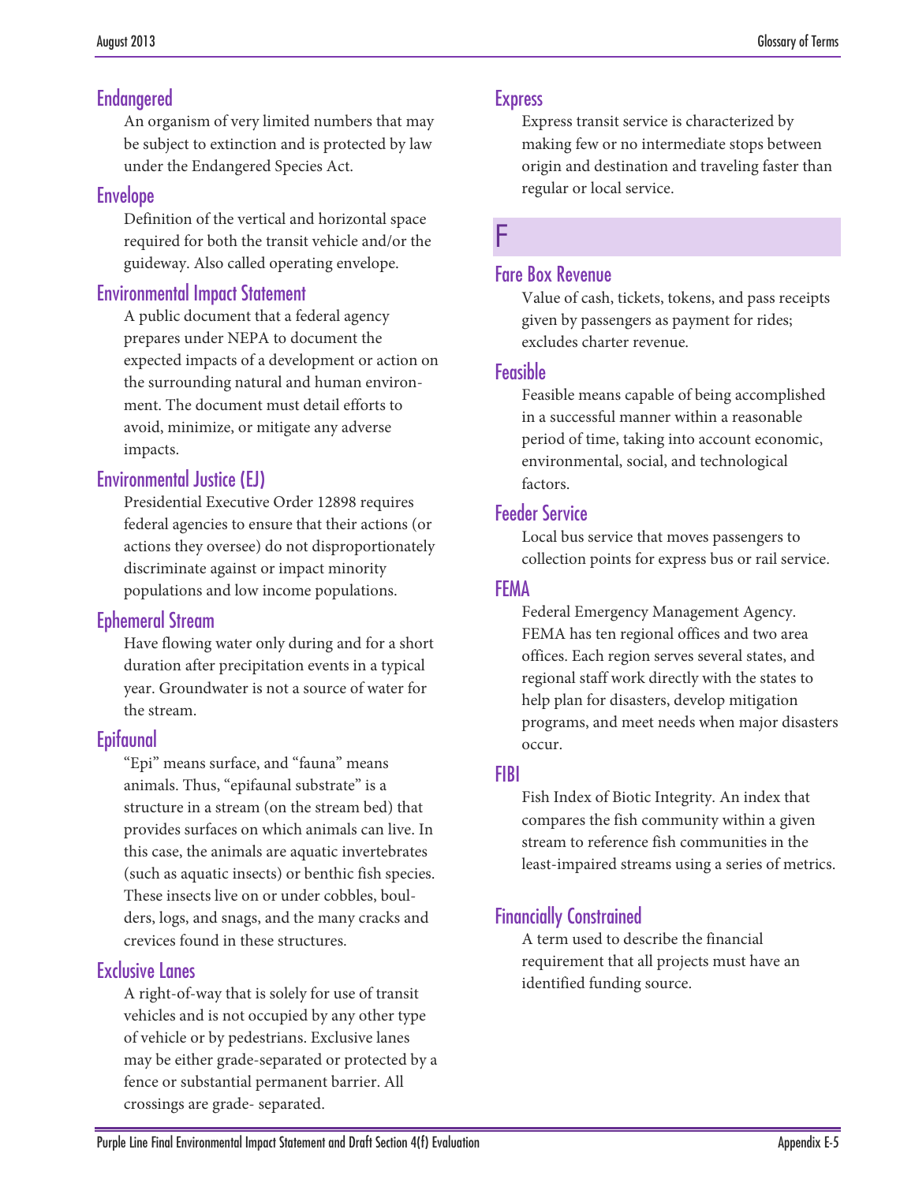### Endangered

An organism of very limited numbers that may be subject to extinction and is protected by law under the Endangered Species Act.

### Envelope

Definition of the vertical and horizontal space required for both the transit vehicle and/or the guideway. Also called operating envelope.

### Environmental Impact Statement

A public document that a federal agency prepares under NEPA to document the expected impacts of a development or action on the surrounding natural and human environment. The document must detail efforts to avoid, minimize, or mitigate any adverse impacts.

### Environmental Justice (EJ)

Presidential Executive Order 12898 requires federal agencies to ensure that their actions (or actions they oversee) do not disproportionately discriminate against or impact minority populations and low income populations.

### Ephemeral Stream

Have flowing water only during and for a short duration after precipitation events in a typical year. Groundwater is not a source of water for the stream.

### Epifaunal

"Epi" means surface, and "fauna" means animals. Thus, "epifaunal substrate" is a structure in a stream (on the stream bed) that provides surfaces on which animals can live. In this case, the animals are aquatic invertebrates (such as aquatic insects) or benthic fish species. These insects live on or under cobbles, boulders, logs, and snags, and the many cracks and crevices found in these structures.

### Exclusive Lanes

A right-of-way that is solely for use of transit vehicles and is not occupied by any other type of vehicle or by pedestrians. Exclusive lanes may be either grade-separated or protected by a fence or substantial permanent barrier. All crossings are grade- separated.

### Express

Express transit service is characterized by making few or no intermediate stops between origin and destination and traveling faster than regular or local service.

## F

### Fare Box Revenue

Value of cash, tickets, tokens, and pass receipts given by passengers as payment for rides; excludes charter revenue.

### Feasible

Feasible means capable of being accomplished in a successful manner within a reasonable period of time, taking into account economic, environmental, social, and technological factors.

### Feeder Service

Local bus service that moves passengers to collection points for express bus or rail service.

### FEMA

Federal Emergency Management Agency. FEMA has ten regional offices and two area offices. Each region serves several states, and regional staff work directly with the states to help plan for disasters, develop mitigation programs, and meet needs when major disasters occur.

### FIBI

Fish Index of Biotic Integrity. An index that compares the fish community within a given stream to reference fish communities in the least-impaired streams using a series of metrics.

### Financially Constrained

A term used to describe the financial requirement that all projects must have an identified funding source.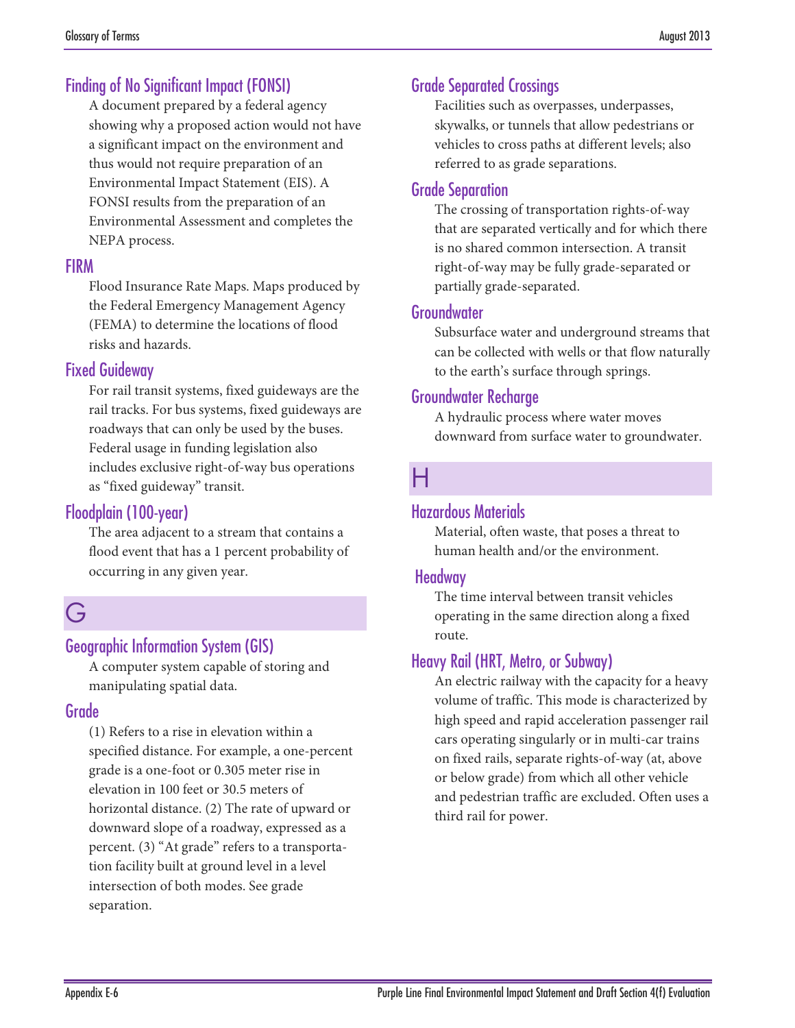### Finding of No Significant Impact (FONSI)

A document prepared by a federal agency showing why a proposed action would not have a significant impact on the environment and thus would not require preparation of an Environmental Impact Statement (EIS). A FONSI results from the preparation of an Environmental Assessment and completes the NEPA process.

### FIRM

Flood Insurance Rate Maps. Maps produced by the Federal Emergency Management Agency (FEMA) to determine the locations of flood risks and hazards.

### Fixed Guideway

For rail transit systems, fixed guideways are the rail tracks. For bus systems, fixed guideways are roadways that can only be used by the buses. Federal usage in funding legislation also includes exclusive right-of-way bus operations as "fixed guideway" transit.

### Floodplain (100-year)

The area adjacent to a stream that contains a flood event that has a 1 percent probability of occurring in any given year.

## G

### Geographic Information System (GIS)

A computer system capable of storing and manipulating spatial data.

### Grade

(1) Refers to a rise in elevation within a specified distance. For example, a one-percent grade is a one-foot or 0.305 meter rise in elevation in 100 feet or 30.5 meters of horizontal distance. (2) The rate of upward or downward slope of a roadway, expressed as a percent. (3) "At grade" refers to a transportation facility built at ground level in a level intersection of both modes. See grade separation.

### Grade Separated Crossings

Facilities such as overpasses, underpasses, skywalks, or tunnels that allow pedestrians or vehicles to cross paths at different levels; also referred to as grade separations.

### Grade Separation

The crossing of transportation rights-of-way that are separated vertically and for which there is no shared common intersection. A transit right-of-way may be fully grade-separated or partially grade-separated.

### Groundwater

Subsurface water and underground streams that can be collected with wells or that flow naturally to the earth's surface through springs.

### Groundwater Recharge

A hydraulic process where water moves downward from surface water to groundwater.

## H

### Hazardous Materials

Material, often waste, that poses a threat to human health and/or the environment.

### Headway

The time interval between transit vehicles operating in the same direction along a fixed route.

### Heavy Rail (HRT, Metro, or Subway)

An electric railway with the capacity for a heavy volume of traffic. This mode is characterized by high speed and rapid acceleration passenger rail cars operating singularly or in multi-car trains on fixed rails, separate rights-of-way (at, above or below grade) from which all other vehicle and pedestrian traffic are excluded. Often uses a third rail for power.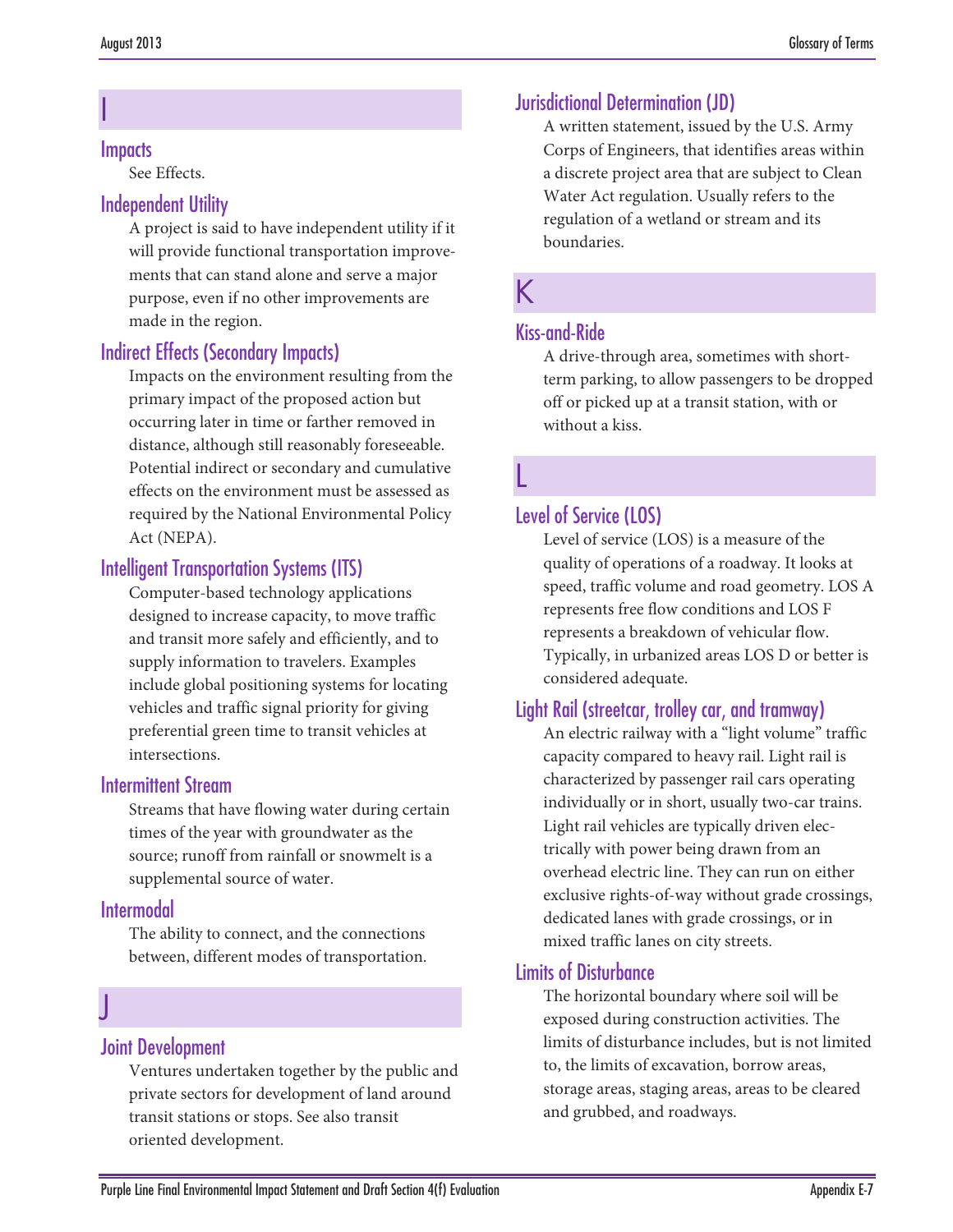## I

### Impacts

See Effects.

### Independent Utility

A project is said to have independent utility if it will provide functional transportation improvements that can stand alone and serve a major purpose, even if no other improvements are made in the region.

### Indirect Effects (Secondary Impacts)

Impacts on the environment resulting from the primary impact of the proposed action but occurring later in time or farther removed in distance, although still reasonably foreseeable. Potential indirect or secondary and cumulative effects on the environment must be assessed as required by the National Environmental Policy Act (NEPA).

### Intelligent Transportation Systems (ITS)

Computer-based technology applications designed to increase capacity, to move traffic and transit more safely and efficiently, and to supply information to travelers. Examples include global positioning systems for locating vehicles and traffic signal priority for giving preferential green time to transit vehicles at intersections.

### Intermittent Stream

Streams that have flowing water during certain times of the year with groundwater as the source; runoff from rainfall or snowmelt is a supplemental source of water.

### Intermodal

The ability to connect, and the connections between, different modes of transportation.

## J

### Joint Development

Ventures undertaken together by the public and private sectors for development of land around transit stations or stops. See also transit oriented development.

### Jurisdictional Determination (JD)

A written statement, issued by the U.S. Army Corps of Engineers, that identifies areas within a discrete project area that are subject to Clean Water Act regulation. Usually refers to the regulation of a wetland or stream and its boundaries.

## K

### Kiss-and-Ride

A drive-through area, sometimes with short-term parking, to allow passengers to be dropped off or picked up at a transit station, with or without a kiss.

## L

### Level of Service (LOS)

Level of service (LOS) is a measure of the quality of operations of a roadway. It looks at speed, traffic volume and road geometry. LOS A represents free flow conditions and LOS F represents a breakdown of vehicular flow. Typically, in urbanized areas LOS D or better is considered adequate.

### Light Rail (streetcar, trolley car, and tramway)

An electric railway with a "light volume" traffic capacity compared to heavy rail. Light rail is characterized by passenger rail cars operating individually or in short, usually two-car trains. Light rail vehicles are typically driven electrically with power being drawn from an overhead electric line. They can run on either exclusive rights-of-way without grade crossings, dedicated lanes with grade crossings, or in mixed traffic lanes on city streets.

### Limits of Disturbance

The horizontal boundary where soil will be exposed during construction activities. The limits of disturbance includes, but is not limited to, the limits of excavation, borrow areas, storage areas, staging areas, areas to be cleared and grubbed, and roadways.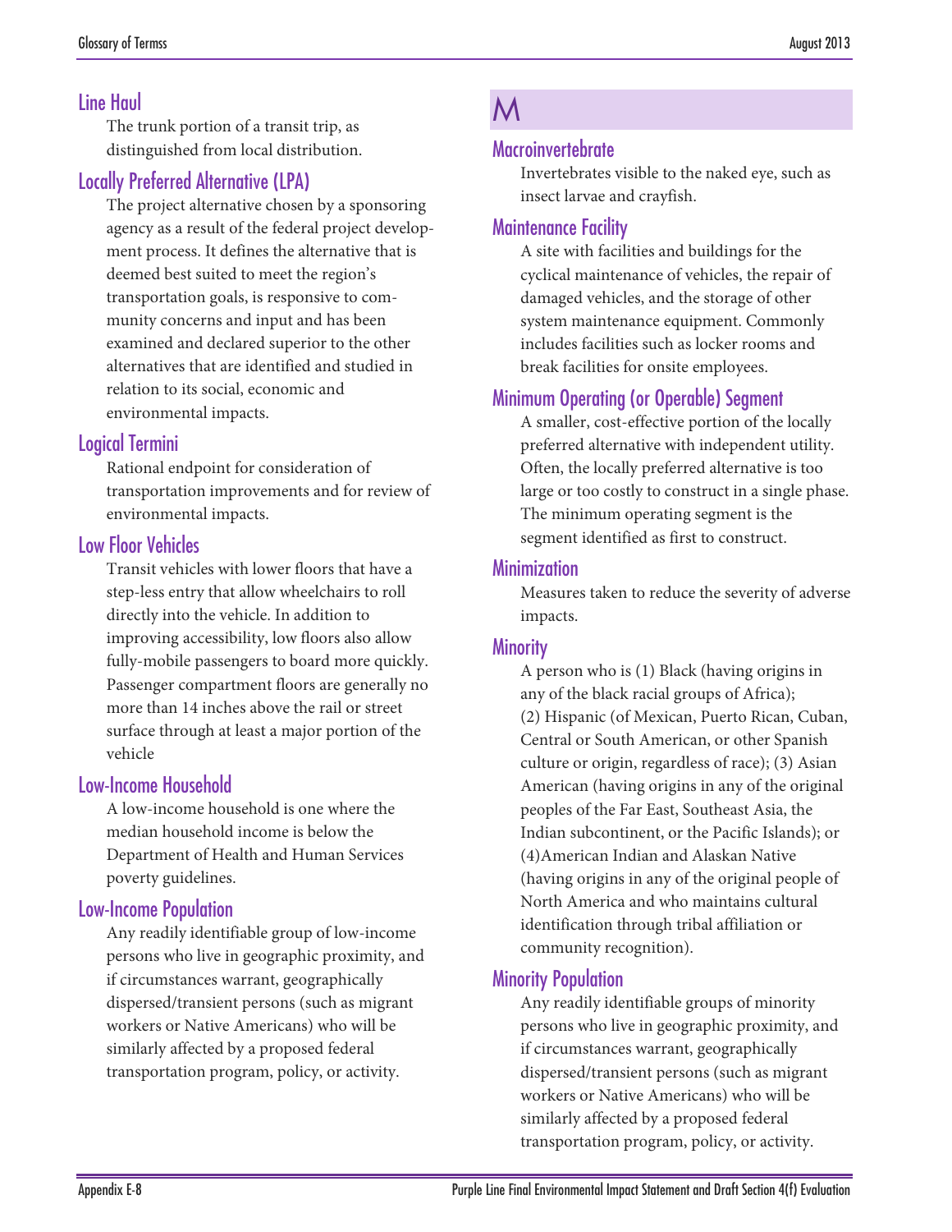### Line Haul

The trunk portion of a transit trip, as distinguished from local distribution.

### Locally Preferred Alternative (LPA)

The project alternative chosen by a sponsoring agency as a result of the federal project development process. It defines the alternative that is deemed best suited to meet the region's transportation goals, is responsive to community concerns and input and has been examined and declared superior to the other alternatives that are identified and studied in relation to its social, economic and environmental impacts.

### Logical Termini

Rational endpoint for consideration of transportation improvements and for review of environmental impacts.

### Low Floor Vehicles

Transit vehicles with lower floors that have a step-less entry that allow wheelchairs to roll directly into the vehicle. In addition to improving accessibility, low floors also allow fully-mobile passengers to board more quickly. Passenger compartment floors are generally no more than 14 inches above the rail or street surface through at least a major portion of the vehicle

### Low-Income Household

A low-income household is one where the median household income is below the Department of Health and Human Services poverty guidelines.

### Low-Income Population

Any readily identifiable group of low-income persons who live in geographic proximity, and if circumstances warrant, geographically dispersed/transient persons (such as migrant workers or Native Americans) who will be similarly affected by a proposed federal transportation program, policy, or activity.

## M

### Macroinvertebrate

Invertebrates visible to the naked eye, such as insect larvae and crayfish.

### Maintenance Facility

A site with facilities and buildings for the cyclical maintenance of vehicles, the repair of damaged vehicles, and the storage of other system maintenance equipment. Commonly includes facilities such as locker rooms and break facilities for onsite employees.

### Minimum Operating (or Operable) Segment

A smaller, cost-effective portion of the locally preferred alternative with independent utility. Often, the locally preferred alternative is too large or too costly to construct in a single phase. The minimum operating segment is the segment identified as first to construct.

### Minimization

Measures taken to reduce the severity of adverse impacts.

### Minority

A person who is (1) Black (having origins in any of the black racial groups of Africa); (2) Hispanic (of Mexican, Puerto Rican, Cuban, Central or South American, or other Spanish culture or origin, regardless of race); (3) Asian American (having origins in any of the original peoples of the Far East, Southeast Asia, the Indian subcontinent, or the Pacific Islands); or (4)American Indian and Alaskan Native (having origins in any of the original people of North America and who maintains cultural identification through tribal affiliation or community recognition).

### Minority Population

Any readily identifiable groups of minority persons who live in geographic proximity, and if circumstances warrant, geographically dispersed/transient persons (such as migrant workers or Native Americans) who will be similarly affected by a proposed federal transportation program, policy, or activity.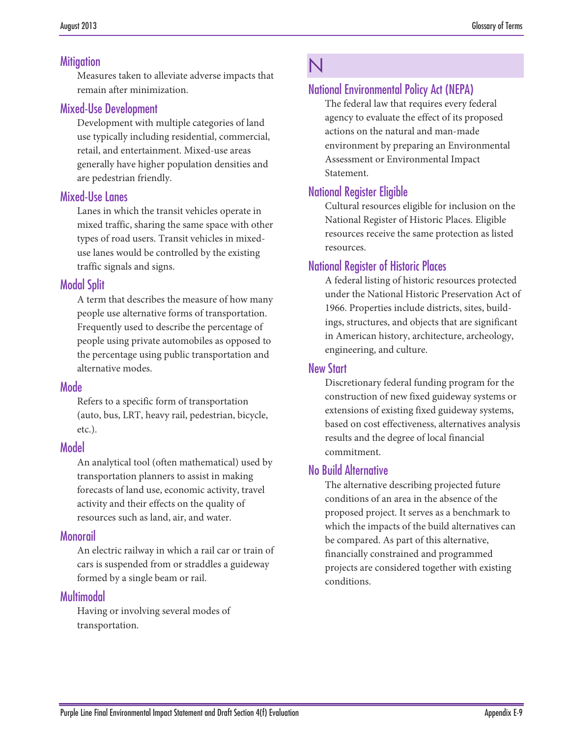### Mitigation

Measures taken to alleviate adverse impacts that remain after minimization.

### Mixed-Use Development

Development with multiple categories of land use typically including residential, commercial, retail, and entertainment. Mixed-use areas generally have higher population densities and are pedestrian friendly.

### Mixed-Use Lanes

Lanes in which the transit vehicles operate in mixed traffic, sharing the same space with other types of road users. Transit vehicles in mixed-use lanes would be controlled by the existing traffic signals and signs.

### Modal Split

A term that describes the measure of how many people use alternative forms of transportation. Frequently used to describe the percentage of people using private automobiles as opposed to the percentage using public transportation and alternative modes.

### Mode

Refers to a specific form of transportation (auto, bus, LRT, heavy rail, pedestrian, bicycle, etc.).

### Model

An analytical tool (often mathematical) used by transportation planners to assist in making forecasts of land use, economic activity, travel activity and their effects on the quality of resources such as land, air, and water.

### Monorail

An electric railway in which a rail car or train of cars is suspended from or straddles a guideway formed by a single beam or rail.

### Multimodal

Having or involving several modes of transportation.

## N

### National Environmental Policy Act (NEPA)

The federal law that requires every federal agency to evaluate the effect of its proposed actions on the natural and man-made environment by preparing an Environmental Assessment or Environmental Impact Statement.

### National Register Eligible

Cultural resources eligible for inclusion on the National Register of Historic Places. Eligible resources receive the same protection as listed resources.

### National Register of Historic Places

A federal listing of historic resources protected under the National Historic Preservation Act of 1966. Properties include districts, sites, buildings, structures, and objects that are significant in American history, architecture, archeology, engineering, and culture.

### New Start

Discretionary federal funding program for the construction of new fixed guideway systems or extensions of existing fixed guideway systems, based on cost effectiveness, alternatives analysis results and the degree of local financial commitment.

### No Build Alternative

The alternative describing projected future conditions of an area in the absence of the proposed project. It serves as a benchmark to which the impacts of the build alternatives can be compared. As part of this alternative, financially constrained and programmed projects are considered together with existing conditions.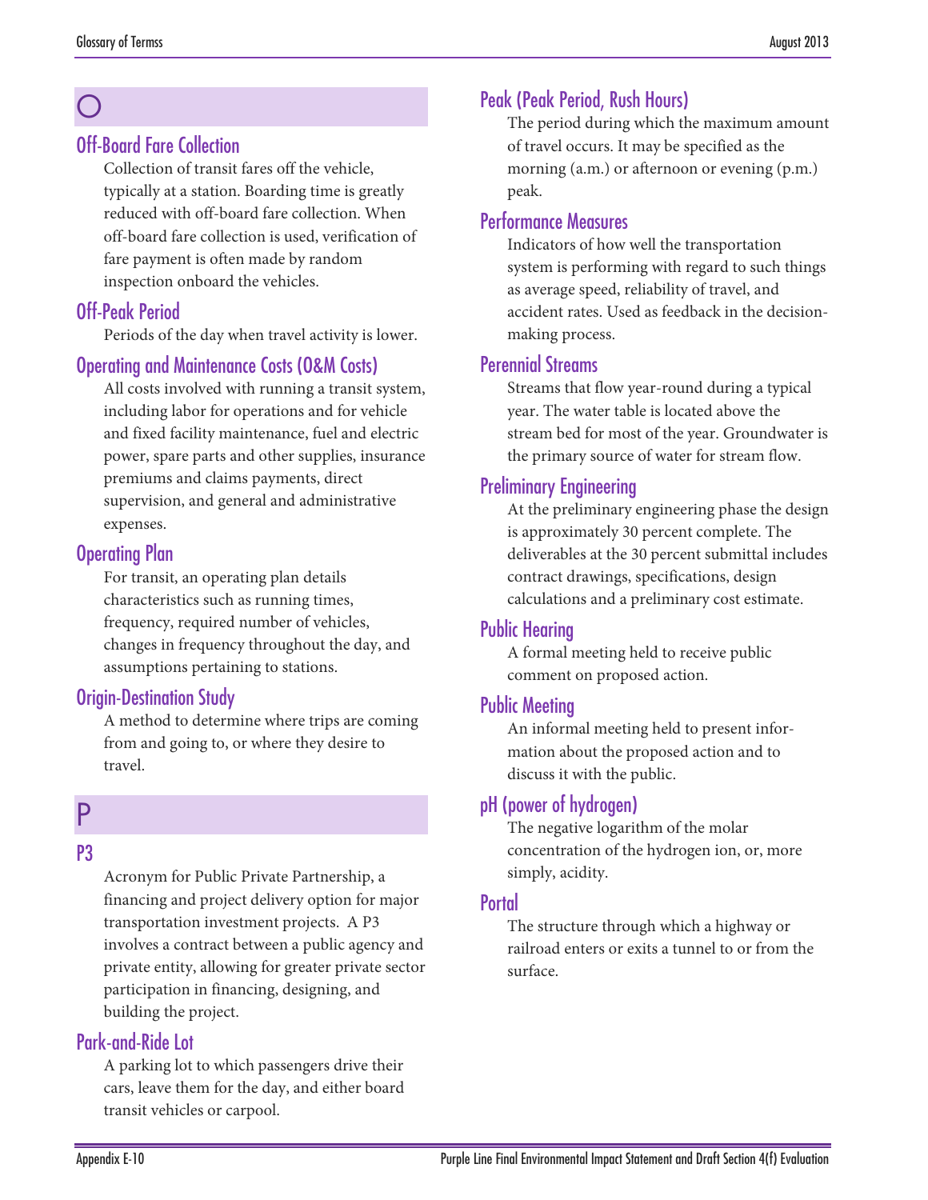## O

### Off-Board Fare Collection

Collection of transit fares off the vehicle, typically at a station. Boarding time is greatly reduced with off-board fare collection. When off-board fare collection is used, verification of fare payment is often made by random inspection onboard the vehicles.

### Off-Peak Period

Periods of the day when travel activity is lower.

### Operating and Maintenance Costs (O&M Costs)

All costs involved with running a transit system, including labor for operations and for vehicle and fixed facility maintenance, fuel and electric power, spare parts and other supplies, insurance premiums and claims payments, direct supervision, and general and administrative expenses.

### Operating Plan

For transit, an operating plan details characteristics such as running times, frequency, required number of vehicles, changes in frequency throughout the day, and assumptions pertaining to stations.

### Origin-Destination Study

A method to determine where trips are coming from and going to, or where they desire to travel.

## P

### P3

Acronym for Public Private Partnership, a financing and project delivery option for major transportation investment projects. A P3 involves a contract between a public agency and private entity, allowing for greater private sector participation in financing, designing, and building the project.

### Park-and-Ride Lot

A parking lot to which passengers drive their cars, leave them for the day, and either board transit vehicles or carpool.

### Peak (Peak Period, Rush Hours)

The period during which the maximum amount of travel occurs. It may be specified as the morning (a.m.) or afternoon or evening (p.m.) peak.

### Performance Measures

Indicators of how well the transportation system is performing with regard to such things as average speed, reliability of travel, and accident rates. Used as feedback in the decision-making process.

### Perennial Streams

Streams that flow year-round during a typical year. The water table is located above the stream bed for most of the year. Groundwater is the primary source of water for stream flow.

### Preliminary Engineering

At the preliminary engineering phase the design is approximately 30 percent complete. The deliverables at the 30 percent submittal includes contract drawings, specifications, design calculations and a preliminary cost estimate.

### Public Hearing

A formal meeting held to receive public comment on proposed action.

### Public Meeting

An informal meeting held to present information about the proposed action and to discuss it with the public.

### pH (power of hydrogen)

The negative logarithm of the molar concentration of the hydrogen ion, or, more simply, acidity.

### Portal

The structure through which a highway or railroad enters or exits a tunnel to or from the surface.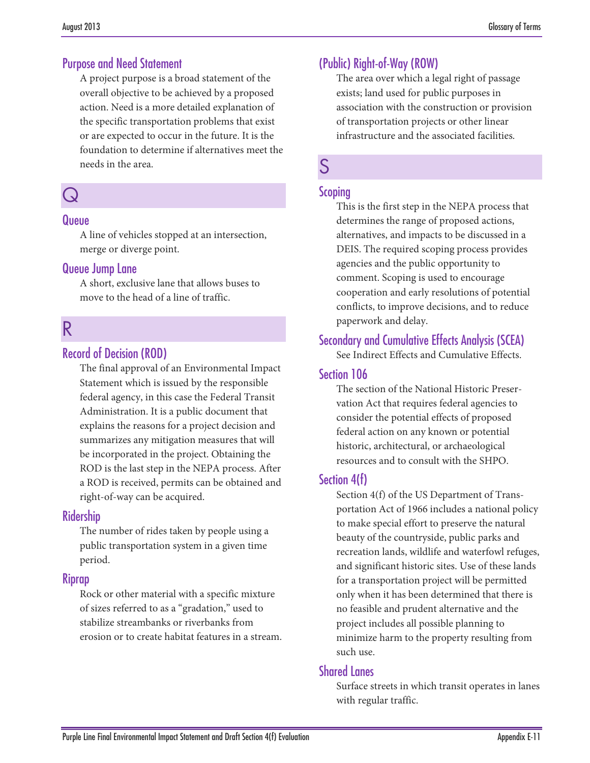### Purpose and Need Statement

A project purpose is a broad statement of the overall objective to be achieved by a proposed action. Need is a more detailed explanation of the specific transportation problems that exist or are expected to occur in the future. It is the foundation to determine if alternatives meet the needs in the area.

## Q

### Queue

A line of vehicles stopped at an intersection, merge or diverge point.

### Queue Jump Lane

A short, exclusive lane that allows buses to move to the head of a line of traffic.

## R

### Record of Decision (ROD)

The final approval of an Environmental Impact Statement which is issued by the responsible federal agency, in this case the Federal Transit Administration. It is a public document that explains the reasons for a project decision and summarizes any mitigation measures that will be incorporated in the project. Obtaining the ROD is the last step in the NEPA process. After a ROD is received, permits can be obtained and right-of-way can be acquired.

### Ridership

The number of rides taken by people using a public transportation system in a given time period.

### Riprap

Rock or other material with a specific mixture of sizes referred to as a “gradation,” used to stabilize streambanks or riverbanks from erosion or to create habitat features in a stream.

### (Public) Right-of-Way (ROW)

The area over which a legal right of passage exists; land used for public purposes in association with the construction or provision of transportation projects or other linear infrastructure and the associated facilities.

## S

### Scoping

This is the first step in the NEPA process that determines the range of proposed actions, alternatives, and impacts to be discussed in a DEIS. The required scoping process provides agencies and the public opportunity to comment. Scoping is used to encourage cooperation and early resolutions of potential conflicts, to improve decisions, and to reduce paperwork and delay.

### Secondary and Cumulative Effects Analysis (SCEA)

See Indirect Effects and Cumulative Effects.

### Section 106

The section of the National Historic Preservation Act that requires federal agencies to consider the potential effects of proposed federal action on any known or potential historic, architectural, or archaeological resources and to consult with the SHPO.

### Section 4(f)

Section 4(f) of the US Department of Transportation Act of 1966 includes a national policy to make special effort to preserve the natural beauty of the countryside, public parks and recreation lands, wildlife and waterfowl refuges, and significant historic sites. Use of these lands for a transportation project will be permitted only when it has been determined that there is no feasible and prudent alternative and the project includes all possible planning to minimize harm to the property resulting from such use.

### Shared Lanes

Surface streets in which transit operates in lanes with regular traffic.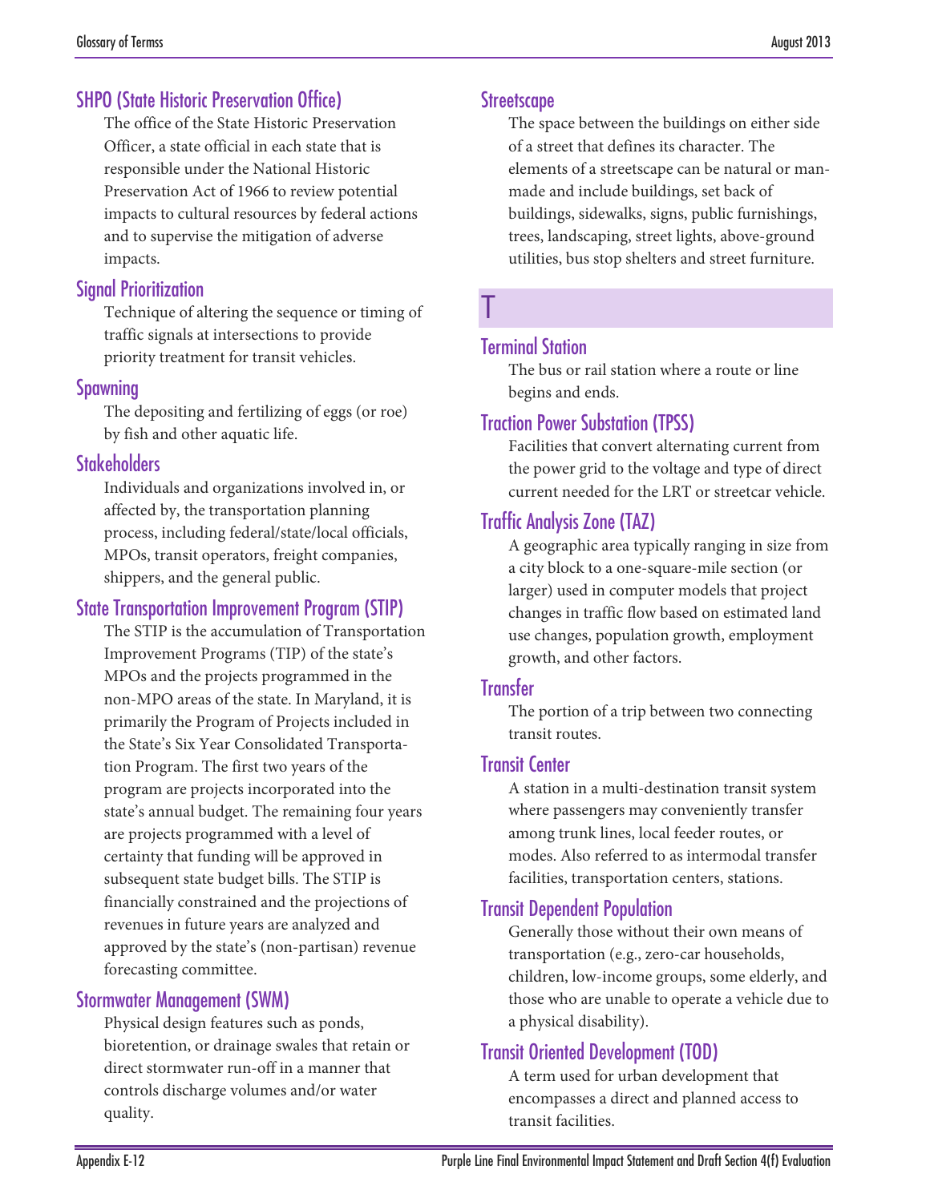### SHPO (State Historic Preservation Office)

The office of the State Historic Preservation Officer, a state official in each state that is responsible under the National Historic Preservation Act of 1966 to review potential impacts to cultural resources by federal actions and to supervise the mitigation of adverse impacts.

### Signal Prioritization

Technique of altering the sequence or timing of traffic signals at intersections to provide priority treatment for transit vehicles.

### Spawning

The depositing and fertilizing of eggs (or roe) by fish and other aquatic life.

### Stakeholders

Individuals and organizations involved in, or affected by, the transportation planning process, including federal/state/local officials, MPOs, transit operators, freight companies, shippers, and the general public.

### State Transportation Improvement Program (STIP)

The STIP is the accumulation of Transportation Improvement Programs (TIP) of the state's MPOs and the projects programmed in the non-MPO areas of the state. In Maryland, it is primarily the Program of Projects included in the State's Six Year Consolidated Transportation Program. The first two years of the program are projects incorporated into the state's annual budget. The remaining four years are projects programmed with a level of certainty that funding will be approved in subsequent state budget bills. The STIP is financially constrained and the projections of revenues in future years are analyzed and approved by the state's (non-partisan) revenue forecasting committee.

### Stormwater Management (SWM)

Physical design features such as ponds, bioretention, or drainage swales that retain or direct stormwater run-off in a manner that controls discharge volumes and/or water quality.

### Streetscape

The space between the buildings on either side of a street that defines its character. The elements of a streetscape can be natural or man-made and include buildings, set back of buildings, sidewalks, signs, public furnishings, trees, landscaping, street lights, above-ground utilities, bus stop shelters and street furniture.

## T

### Terminal Station

The bus or rail station where a route or line begins and ends.

### Traction Power Substation (TPSS)

Facilities that convert alternating current from the power grid to the voltage and type of direct current needed for the LRT or streetcar vehicle.

### Traffic Analysis Zone (TAZ)

A geographic area typically ranging in size from a city block to a one-square-mile section (or larger) used in computer models that project changes in traffic flow based on estimated land use changes, population growth, employment growth, and other factors.

### Transfer

The portion of a trip between two connecting transit routes.

### Transit Center

A station in a multi-destination transit system where passengers may conveniently transfer among trunk lines, local feeder routes, or modes. Also referred to as intermodal transfer facilities, transportation centers, stations.

### Transit Dependent Population

Generally those without their own means of transportation (e.g., zero-car households, children, low-income groups, some elderly, and those who are unable to operate a vehicle due to a physical disability).

### Transit Oriented Development (TOD)

A term used for urban development that encompasses a direct and planned access to transit facilities.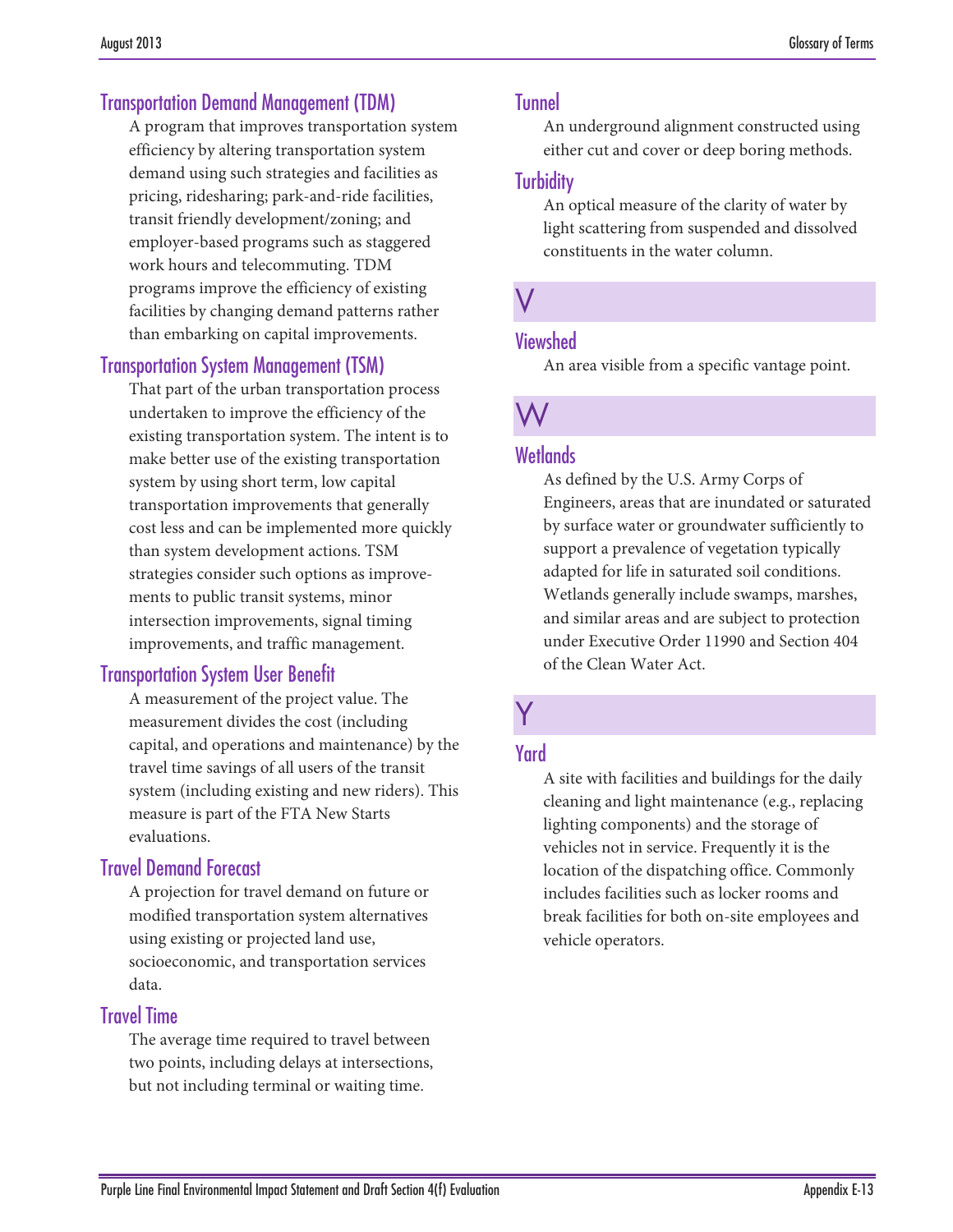### Transportation Demand Management (TDM)

A program that improves transportation system efficiency by altering transportation system demand using such strategies and facilities as pricing, ridesharing; park-and-ride facilities, transit friendly development/zoning; and employer-based programs such as staggered work hours and telecommuting. TDM programs improve the efficiency of existing facilities by changing demand patterns rather than embarking on capital improvements.

### Transportation System Management (TSM)

That part of the urban transportation process undertaken to improve the efficiency of the existing transportation system. The intent is to make better use of the existing transportation system by using short term, low capital transportation improvements that generally cost less and can be implemented more quickly than system development actions. TSM strategies consider such options as improvements to public transit systems, minor intersection improvements, signal timing improvements, and traffic management.

### Transportation System User Benefit

A measurement of the project value. The measurement divides the cost (including capital, and operations and maintenance) by the travel time savings of all users of the transit system (including existing and new riders). This measure is part of the FTA New Starts evaluations.

### Travel Demand Forecast

A projection for travel demand on future or modified transportation system alternatives using existing or projected land use, socioeconomic, and transportation services data.

### Travel Time

The average time required to travel between two points, including delays at intersections, but not including terminal or waiting time.

### Tunnel

An underground alignment constructed using either cut and cover or deep boring methods.

### Turbidity

An optical measure of the clarity of water by light scattering from suspended and dissolved constituents in the water column.

## V

### Viewshed

An area visible from a specific vantage point.

## W

### Wetlands

As defined by the U.S. Army Corps of Engineers, areas that are inundated or saturated by surface water or groundwater sufficiently to support a prevalence of vegetation typically adapted for life in saturated soil conditions. Wetlands generally include swamps, marshes, and similar areas and are subject to protection under Executive Order 11990 and Section 404 of the Clean Water Act.

## Y

### Yard

A site with facilities and buildings for the daily cleaning and light maintenance (e.g., replacing lighting components) and the storage of vehicles not in service. Frequently it is the location of the dispatching office. Commonly includes facilities such as locker rooms and break facilities for both on-site employees and vehicle operators.